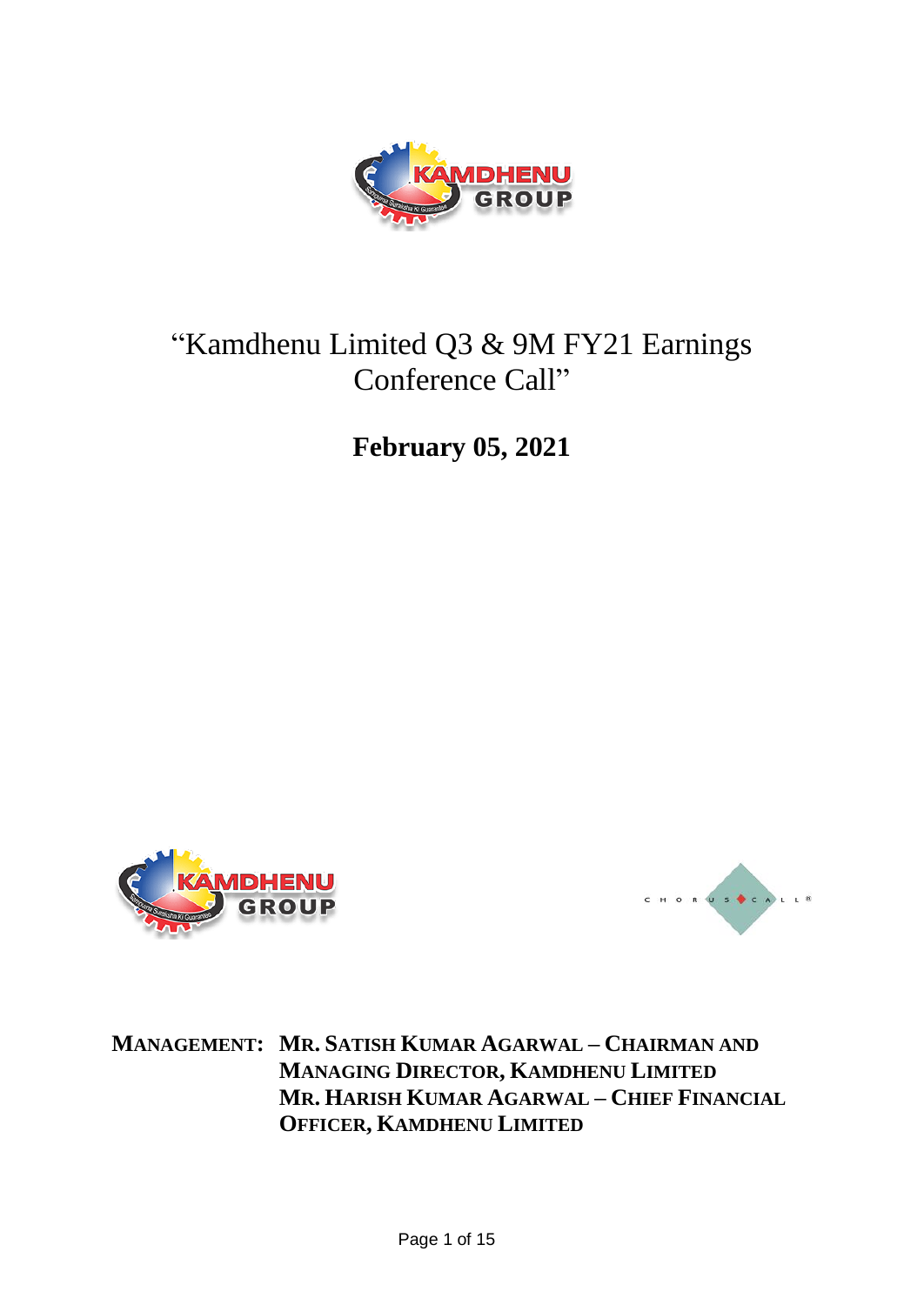# "Kamdhenu Limited Q3 & 9M FY21 Earnings Conference Call"

**February 05, 2021**

**MANAGEMENT:** **MR. SATISH KUMAR AGARWAL – CHAIRMAN AND MANAGING DIRECTOR, KAMDHENU LIMITED**
**MR. HARISH KUMAR AGARWAL – CHIEF FINANCIAL OFFICER, KAMDHENU LIMITED**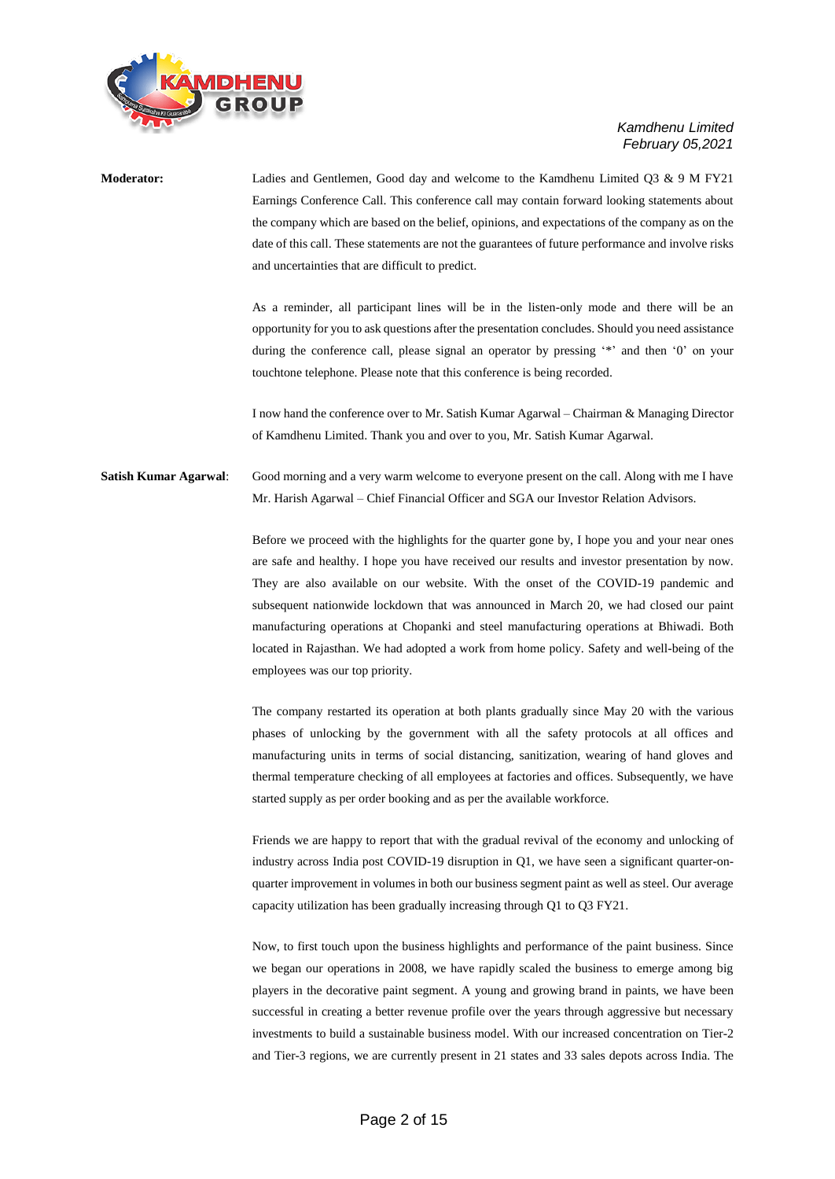**Moderator:** Ladies and Gentlemen, Good day and welcome to the Kamdhenu Limited Q3 & 9 M FY21 Earnings Conference Call. This conference call may contain forward looking statements about the company which are based on the belief, opinions, and expectations of the company as on the date of this call. These statements are not the guarantees of future performance and involve risks and uncertainties that are difficult to predict.

As a reminder, all participant lines will be in the listen-only mode and there will be an opportunity for you to ask questions after the presentation concludes. Should you need assistance during the conference call, please signal an operator by pressing '*' and then '0' on your touchtone telephone. Please note that this conference is being recorded.

I now hand the conference over to Mr. Satish Kumar Agarwal – Chairman & Managing Director of Kamdhenu Limited. Thank you and over to you, Mr. Satish Kumar Agarwal.

**Satish Kumar Agarwal**: Good morning and a very warm welcome to everyone present on the call. Along with me I have Mr. Harish Agarwal – Chief Financial Officer and SGA our Investor Relation Advisors.

Before we proceed with the highlights for the quarter gone by, I hope you and your near ones are safe and healthy. I hope you have received our results and investor presentation by now. They are also available on our website. With the onset of the COVID-19 pandemic and subsequent nationwide lockdown that was announced in March 20, we had closed our paint manufacturing operations at Chopanki and steel manufacturing operations at Bhiwadi. Both located in Rajasthan. We had adopted a work from home policy. Safety and well-being of the employees was our top priority.

The company restarted its operation at both plants gradually since May 20 with the various phases of unlocking by the government with all the safety protocols at all offices and manufacturing units in terms of social distancing, sanitization, wearing of hand gloves and thermal temperature checking of all employees at factories and offices. Subsequently, we have started supply as per order booking and as per the available workforce.

Friends we are happy to report that with the gradual revival of the economy and unlocking of industry across India post COVID-19 disruption in Q1, we have seen a significant quarter-on-quarter improvement in volumes in both our business segment paint as well as steel. Our average capacity utilization has been gradually increasing through Q1 to Q3 FY21.

Now, to first touch upon the business highlights and performance of the paint business. Since we began our operations in 2008, we have rapidly scaled the business to emerge among big players in the decorative paint segment. A young and growing brand in paints, we have been successful in creating a better revenue profile over the years through aggressive but necessary investments to build a sustainable business model. With our increased concentration on Tier-2 and Tier-3 regions, we are currently present in 21 states and 33 sales depots across India. The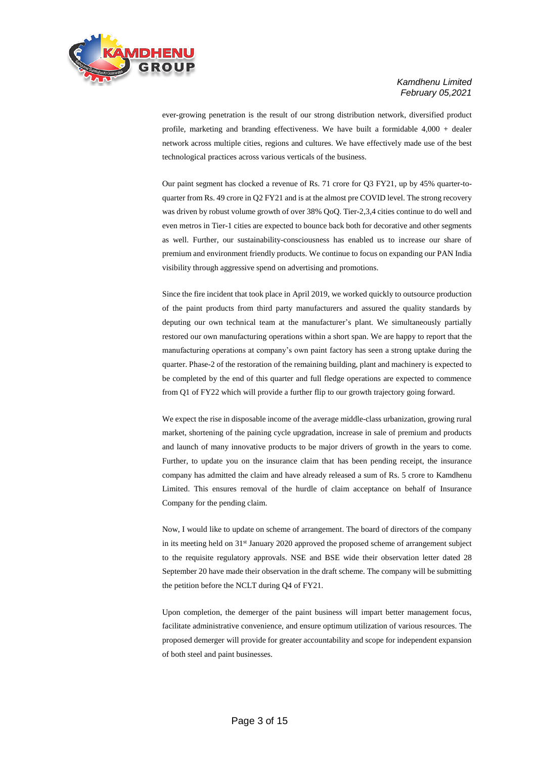ever-growing penetration is the result of our strong distribution network, diversified product profile, marketing and branding effectiveness. We have built a formidable 4,000 + dealer network across multiple cities, regions and cultures. We have effectively made use of the best technological practices across various verticals of the business.

Our paint segment has clocked a revenue of Rs. 71 crore for Q3 FY21, up by 45% quarter-to-quarter from Rs. 49 crore in Q2 FY21 and is at the almost pre COVID level. The strong recovery was driven by robust volume growth of over 38% QoQ. Tier-2,3,4 cities continue to do well and even metros in Tier-1 cities are expected to bounce back both for decorative and other segments as well. Further, our sustainability-consciousness has enabled us to increase our share of premium and environment friendly products. We continue to focus on expanding our PAN India visibility through aggressive spend on advertising and promotions.

Since the fire incident that took place in April 2019, we worked quickly to outsource production of the paint products from third party manufacturers and assured the quality standards by deputing our own technical team at the manufacturer's plant. We simultaneously partially restored our own manufacturing operations within a short span. We are happy to report that the manufacturing operations at company's own paint factory has seen a strong uptake during the quarter. Phase-2 of the restoration of the remaining building, plant and machinery is expected to be completed by the end of this quarter and full fledge operations are expected to commence from Q1 of FY22 which will provide a further flip to our growth trajectory going forward.

We expect the rise in disposable income of the average middle-class urbanization, growing rural market, shortening of the paining cycle upgradation, increase in sale of premium and products and launch of many innovative products to be major drivers of growth in the years to come. Further, to update you on the insurance claim that has been pending receipt, the insurance company has admitted the claim and have already released a sum of Rs. 5 crore to Kamdhenu Limited. This ensures removal of the hurdle of claim acceptance on behalf of Insurance Company for the pending claim.

Now, I would like to update on scheme of arrangement. The board of directors of the company in its meeting held on 31st January 2020 approved the proposed scheme of arrangement subject to the requisite regulatory approvals. NSE and BSE wide their observation letter dated 28 September 20 have made their observation in the draft scheme. The company will be submitting the petition before the NCLT during Q4 of FY21.

Upon completion, the demerger of the paint business will impart better management focus, facilitate administrative convenience, and ensure optimum utilization of various resources. The proposed demerger will provide for greater accountability and scope for independent expansion of both steel and paint businesses.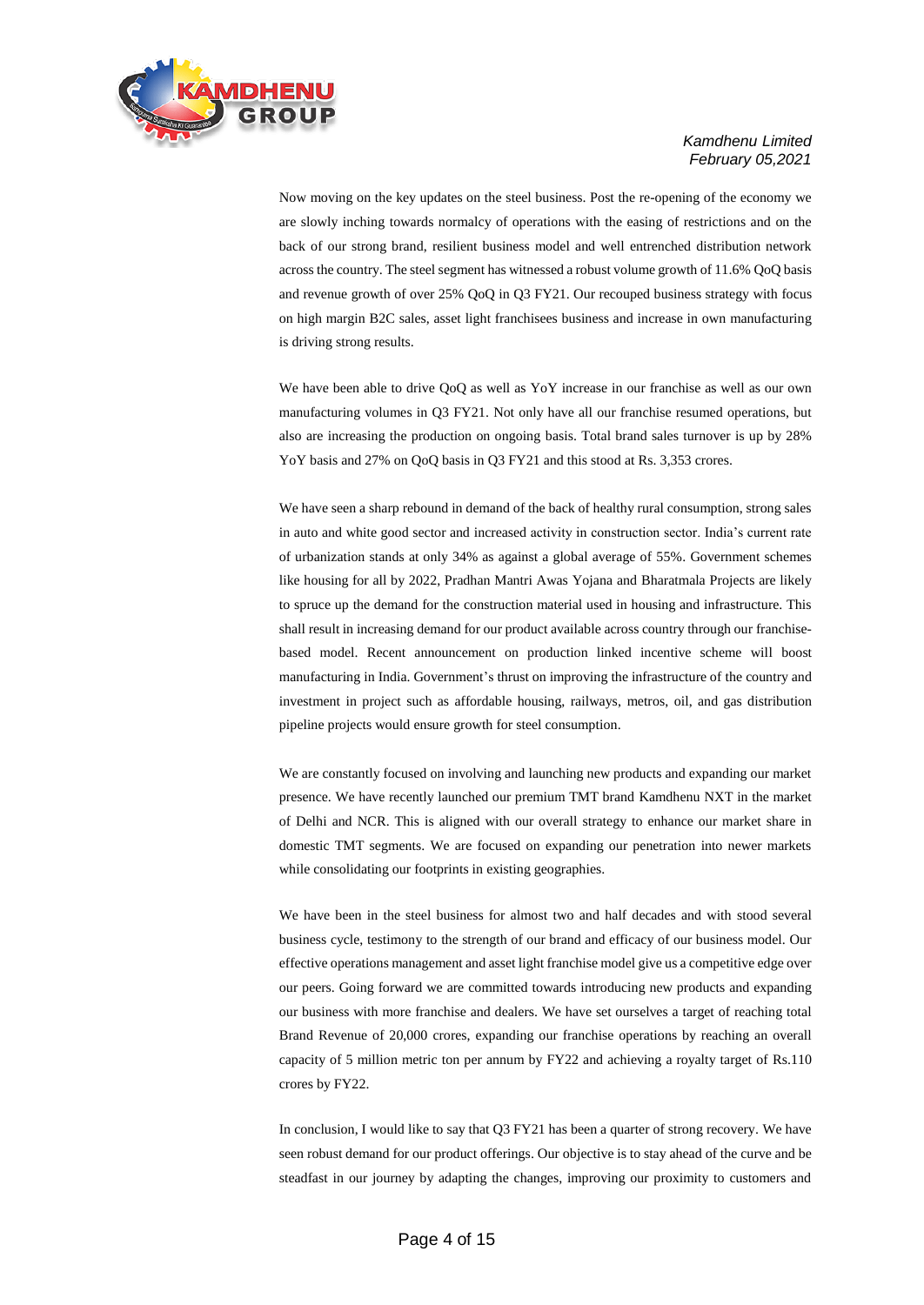Now moving on the key updates on the steel business. Post the re-opening of the economy we are slowly inching towards normalcy of operations with the easing of restrictions and on the back of our strong brand, resilient business model and well entrenched distribution network across the country. The steel segment has witnessed a robust volume growth of 11.6% QoQ basis and revenue growth of over 25% QoQ in Q3 FY21. Our recouped business strategy with focus on high margin B2C sales, asset light franchisees business and increase in own manufacturing is driving strong results.

We have been able to drive QoQ as well as YoY increase in our franchise as well as our own manufacturing volumes in Q3 FY21. Not only have all our franchise resumed operations, but also are increasing the production on ongoing basis. Total brand sales turnover is up by 28% YoY basis and 27% on QoQ basis in Q3 FY21 and this stood at Rs. 3,353 crores.

We have seen a sharp rebound in demand of the back of healthy rural consumption, strong sales in auto and white good sector and increased activity in construction sector. India's current rate of urbanization stands at only 34% as against a global average of 55%. Government schemes like housing for all by 2022, Pradhan Mantri Awas Yojana and Bharatmala Projects are likely to spruce up the demand for the construction material used in housing and infrastructure. This shall result in increasing demand for our product available across country through our franchise-based model. Recent announcement on production linked incentive scheme will boost manufacturing in India. Government's thrust on improving the infrastructure of the country and investment in project such as affordable housing, railways, metros, oil, and gas distribution pipeline projects would ensure growth for steel consumption.

We are constantly focused on involving and launching new products and expanding our market presence. We have recently launched our premium TMT brand Kamdhenu NXT in the market of Delhi and NCR. This is aligned with our overall strategy to enhance our market share in domestic TMT segments. We are focused on expanding our penetration into newer markets while consolidating our footprints in existing geographies.

We have been in the steel business for almost two and half decades and with stood several business cycle, testimony to the strength of our brand and efficacy of our business model. Our effective operations management and asset light franchise model give us a competitive edge over our peers. Going forward we are committed towards introducing new products and expanding our business with more franchise and dealers. We have set ourselves a target of reaching total Brand Revenue of 20,000 crores, expanding our franchise operations by reaching an overall capacity of 5 million metric ton per annum by FY22 and achieving a royalty target of Rs.110 crores by FY22.

In conclusion, I would like to say that Q3 FY21 has been a quarter of strong recovery. We have seen robust demand for our product offerings. Our objective is to stay ahead of the curve and be steadfast in our journey by adapting the changes, improving our proximity to customers and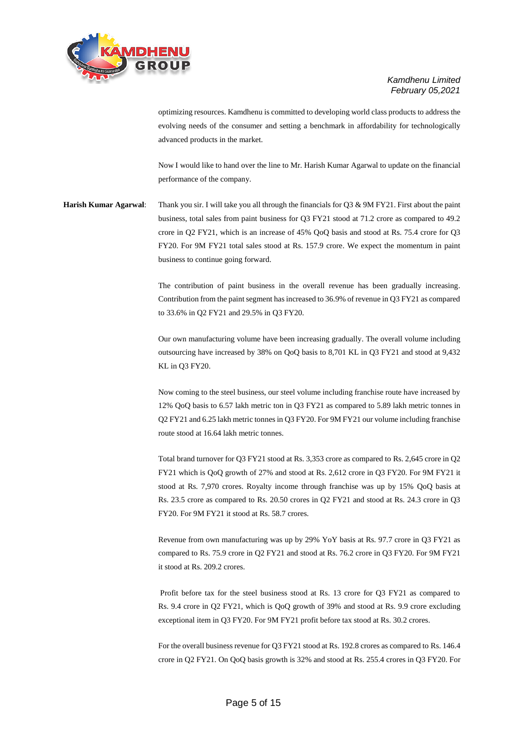optimizing resources. Kamdhenu is committed to developing world class products to address the evolving needs of the consumer and setting a benchmark in affordability for technologically advanced products in the market.

Now I would like to hand over the line to Mr. Harish Kumar Agarwal to update on the financial performance of the company.

**Harish Kumar Agarwal**: Thank you sir. I will take you all through the financials for Q3 & 9M FY21. First about the paint business, total sales from paint business for Q3 FY21 stood at 71.2 crore as compared to 49.2 crore in Q2 FY21, which is an increase of 45% QoQ basis and stood at Rs. 75.4 crore for Q3 FY20. For 9M FY21 total sales stood at Rs. 157.9 crore. We expect the momentum in paint business to continue going forward.

The contribution of paint business in the overall revenue has been gradually increasing. Contribution from the paint segment has increased to 36.9% of revenue in Q3 FY21 as compared to 33.6% in Q2 FY21 and 29.5% in Q3 FY20.

Our own manufacturing volume have been increasing gradually. The overall volume including outsourcing have increased by 38% on QoQ basis to 8,701 KL in Q3 FY21 and stood at 9,432 KL in Q3 FY20.

Now coming to the steel business, our steel volume including franchise route have increased by 12% QoQ basis to 6.57 lakh metric ton in Q3 FY21 as compared to 5.89 lakh metric tonnes in Q2 FY21 and 6.25 lakh metric tonnes in Q3 FY20. For 9M FY21 our volume including franchise route stood at 16.64 lakh metric tonnes.

Total brand turnover for Q3 FY21 stood at Rs. 3,353 crore as compared to Rs. 2,645 crore in Q2 FY21 which is QoQ growth of 27% and stood at Rs. 2,612 crore in Q3 FY20. For 9M FY21 it stood at Rs. 7,970 crores. Royalty income through franchise was up by 15% QoQ basis at Rs. 23.5 crore as compared to Rs. 20.50 crores in Q2 FY21 and stood at Rs. 24.3 crore in Q3 FY20. For 9M FY21 it stood at Rs. 58.7 crores.

Revenue from own manufacturing was up by 29% YoY basis at Rs. 97.7 crore in Q3 FY21 as compared to Rs. 75.9 crore in Q2 FY21 and stood at Rs. 76.2 crore in Q3 FY20. For 9M FY21 it stood at Rs. 209.2 crores.

Profit before tax for the steel business stood at Rs. 13 crore for Q3 FY21 as compared to Rs. 9.4 crore in Q2 FY21, which is QoQ growth of 39% and stood at Rs. 9.9 crore excluding exceptional item in Q3 FY20. For 9M FY21 profit before tax stood at Rs. 30.2 crores.

For the overall business revenue for Q3 FY21 stood at Rs. 192.8 crores as compared to Rs. 146.4 crore in Q2 FY21. On QoQ basis growth is 32% and stood at Rs. 255.4 crores in Q3 FY20. For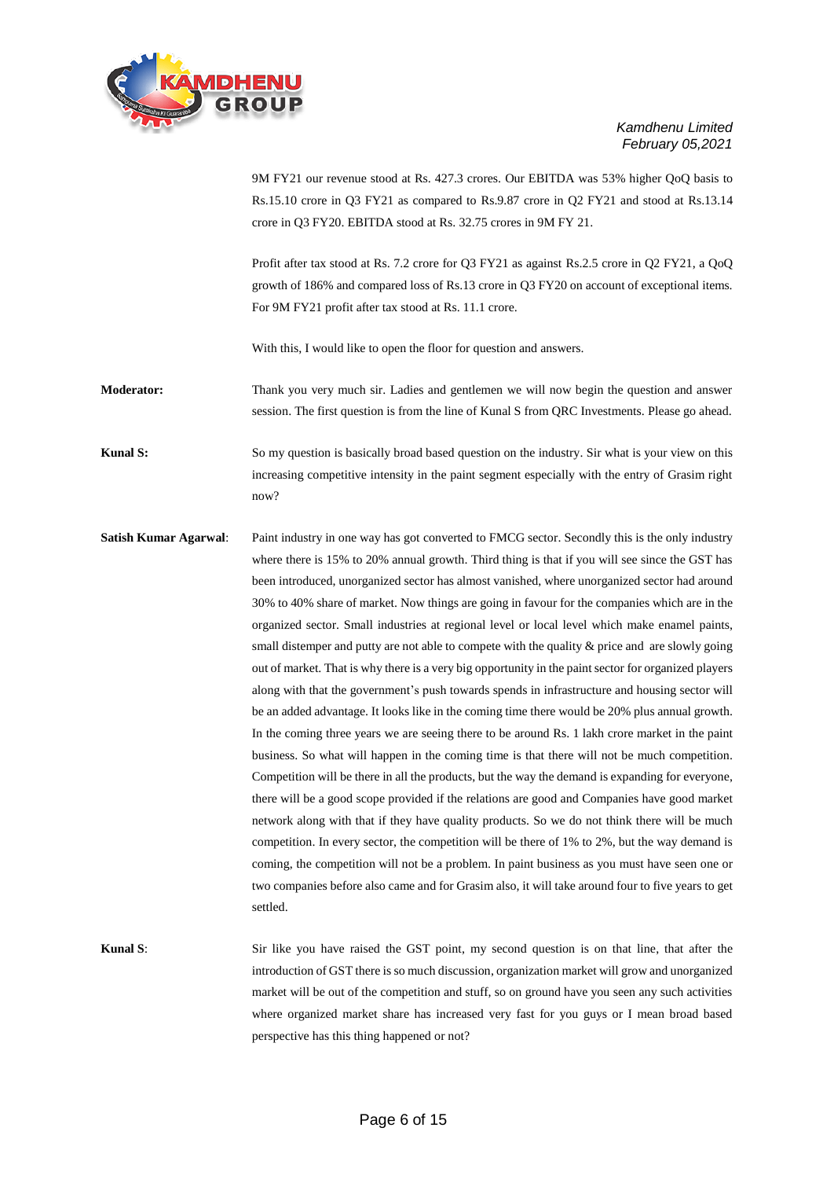9M FY21 our revenue stood at Rs. 427.3 crores. Our EBITDA was 53% higher QoQ basis to Rs.15.10 crore in Q3 FY21 as compared to Rs.9.87 crore in Q2 FY21 and stood at Rs.13.14 crore in Q3 FY20. EBITDA stood at Rs. 32.75 crores in 9M FY 21.

Profit after tax stood at Rs. 7.2 crore for Q3 FY21 as against Rs.2.5 crore in Q2 FY21, a QoQ growth of 186% and compared loss of Rs.13 crore in Q3 FY20 on account of exceptional items. For 9M FY21 profit after tax stood at Rs. 11.1 crore.

With this, I would like to open the floor for question and answers.

**Moderator:** Thank you very much sir. Ladies and gentlemen we will now begin the question and answer session. The first question is from the line of Kunal S from QRC Investments. Please go ahead.

**Kunal S:** So my question is basically broad based question on the industry. Sir what is your view on this increasing competitive intensity in the paint segment especially with the entry of Grasim right now?

**Satish Kumar Agarwal**: Paint industry in one way has got converted to FMCG sector. Secondly this is the only industry where there is 15% to 20% annual growth. Third thing is that if you will see since the GST has been introduced, unorganized sector has almost vanished, where unorganized sector had around 30% to 40% share of market. Now things are going in favour for the companies which are in the organized sector. Small industries at regional level or local level which make enamel paints, small distemper and putty are not able to compete with the quality & price and are slowly going out of market. That is why there is a very big opportunity in the paint sector for organized players along with that the government's push towards spends in infrastructure and housing sector will be an added advantage. It looks like in the coming time there would be 20% plus annual growth. In the coming three years we are seeing there to be around Rs. 1 lakh crore market in the paint business. So what will happen in the coming time is that there will not be much competition. Competition will be there in all the products, but the way the demand is expanding for everyone, there will be a good scope provided if the relations are good and Companies have good market network along with that if they have quality products. So we do not think there will be much competition. In every sector, the competition will be there of 1% to 2%, but the way demand is coming, the competition will not be a problem. In paint business as you must have seen one or two companies before also came and for Grasim also, it will take around four to five years to get settled.

**Kunal S**: Sir like you have raised the GST point, my second question is on that line, that after the introduction of GST there is so much discussion, organization market will grow and unorganized market will be out of the competition and stuff, so on ground have you seen any such activities where organized market share has increased very fast for you guys or I mean broad based perspective has this thing happened or not?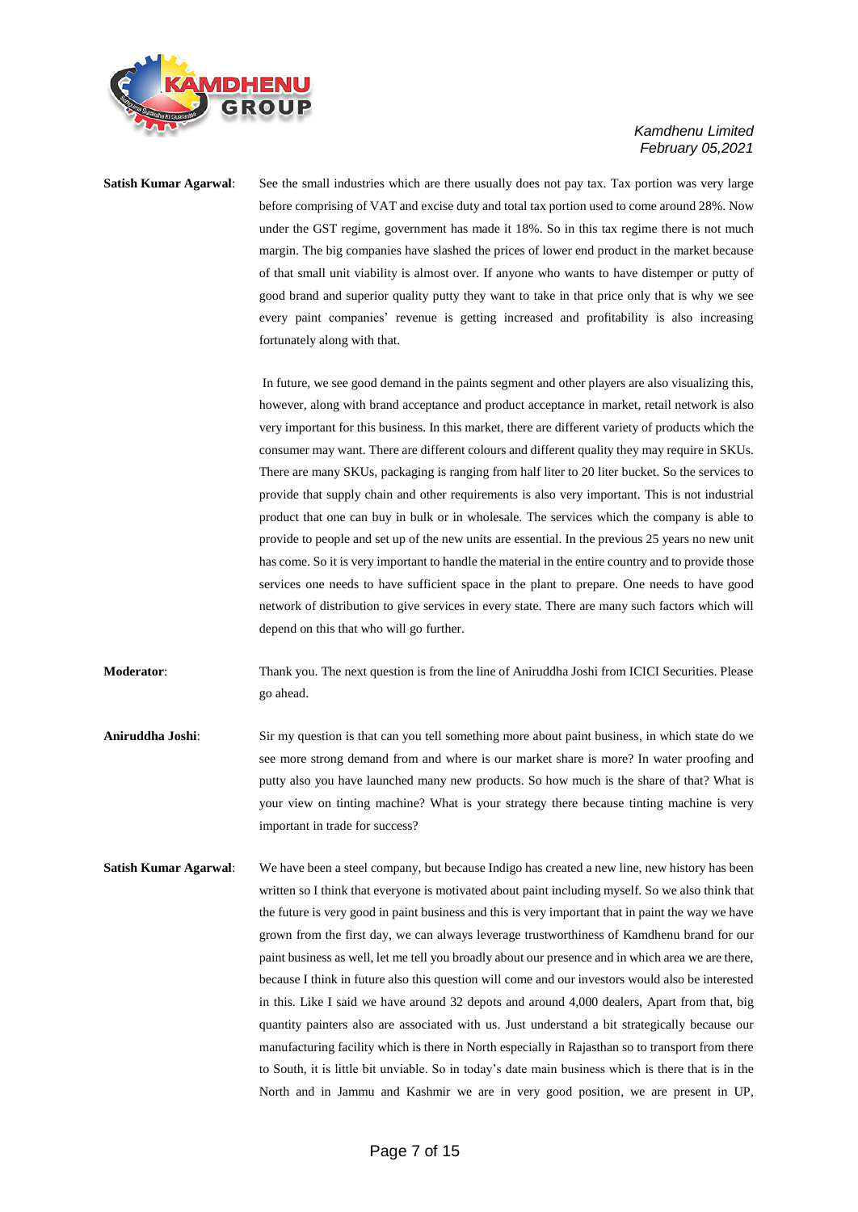**Satish Kumar Agarwal**: See the small industries which are there usually does not pay tax. Tax portion was very large before comprising of VAT and excise duty and total tax portion used to come around 28%. Now under the GST regime, government has made it 18%. So in this tax regime there is not much margin. The big companies have slashed the prices of lower end product in the market because of that small unit viability is almost over. If anyone who wants to have distemper or putty of good brand and superior quality putty they want to take in that price only that is why we see every paint companies' revenue is getting increased and profitability is also increasing fortunately along with that.

In future, we see good demand in the paints segment and other players are also visualizing this, however, along with brand acceptance and product acceptance in market, retail network is also very important for this business. In this market, there are different variety of products which the consumer may want. There are different colours and different quality they may require in SKUs. There are many SKUs, packaging is ranging from half liter to 20 liter bucket. So the services to provide that supply chain and other requirements is also very important. This is not industrial product that one can buy in bulk or in wholesale. The services which the company is able to provide to people and set up of the new units are essential. In the previous 25 years no new unit has come. So it is very important to handle the material in the entire country and to provide those services one needs to have sufficient space in the plant to prepare. One needs to have good network of distribution to give services in every state. There are many such factors which will depend on this that who will go further.

**Moderator**: Thank you. The next question is from the line of Aniruddha Joshi from ICICI Securities. Please go ahead.

**Aniruddha Joshi**: Sir my question is that can you tell something more about paint business, in which state do we see more strong demand from and where is our market share is more? In water proofing and putty also you have launched many new products. So how much is the share of that? What is your view on tinting machine? What is your strategy there because tinting machine is very important in trade for success?

**Satish Kumar Agarwal**: We have been a steel company, but because Indigo has created a new line, new history has been written so I think that everyone is motivated about paint including myself. So we also think that the future is very good in paint business and this is very important that in paint the way we have grown from the first day, we can always leverage trustworthiness of Kamdhenu brand for our paint business as well, let me tell you broadly about our presence and in which area we are there, because I think in future also this question will come and our investors would also be interested in this. Like I said we have around 32 depots and around 4,000 dealers, Apart from that, big quantity painters also are associated with us. Just understand a bit strategically because our manufacturing facility which is there in North especially in Rajasthan so to transport from there to South, it is little bit unviable. So in today's date main business which is there that is in the North and in Jammu and Kashmir we are in very good position, we are present in UP,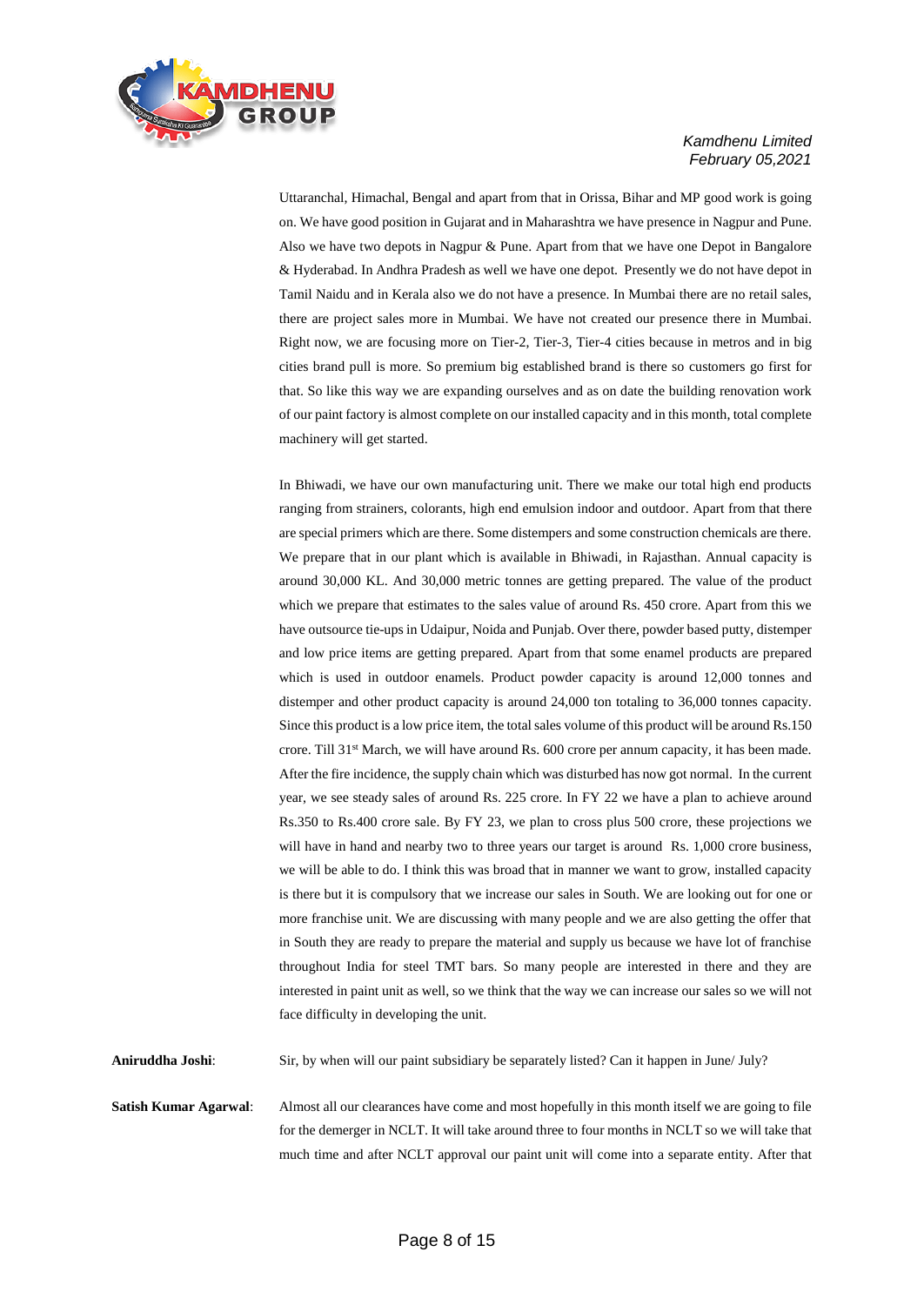Uttaranchal, Himachal, Bengal and apart from that in Orissa, Bihar and MP good work is going on. We have good position in Gujarat and in Maharashtra we have presence in Nagpur and Pune. Also we have two depots in Nagpur & Pune. Apart from that we have one Depot in Bangalore & Hyderabad. In Andhra Pradesh as well we have one depot. Presently we do not have depot in Tamil Naidu and in Kerala also we do not have a presence. In Mumbai there are no retail sales, there are project sales more in Mumbai. We have not created our presence there in Mumbai. Right now, we are focusing more on Tier-2, Tier-3, Tier-4 cities because in metros and in big cities brand pull is more. So premium big established brand is there so customers go first for that. So like this way we are expanding ourselves and as on date the building renovation work of our paint factory is almost complete on our installed capacity and in this month, total complete machinery will get started.

In Bhiwadi, we have our own manufacturing unit. There we make our total high end products ranging from strainers, colorants, high end emulsion indoor and outdoor. Apart from that there are special primers which are there. Some distempers and some construction chemicals are there. We prepare that in our plant which is available in Bhiwadi, in Rajasthan. Annual capacity is around 30,000 KL. And 30,000 metric tonnes are getting prepared. The value of the product which we prepare that estimates to the sales value of around Rs. 450 crore. Apart from this we have outsource tie-ups in Udaipur, Noida and Punjab. Over there, powder based putty, distemper and low price items are getting prepared. Apart from that some enamel products are prepared which is used in outdoor enamels. Product powder capacity is around 12,000 tonnes and distemper and other product capacity is around 24,000 ton totaling to 36,000 tonnes capacity. Since this product is a low price item, the total sales volume of this product will be around Rs.150 crore. Till 31st March, we will have around Rs. 600 crore per annum capacity, it has been made. After the fire incidence, the supply chain which was disturbed has now got normal. In the current year, we see steady sales of around Rs. 225 crore. In FY 22 we have a plan to achieve around Rs.350 to Rs.400 crore sale. By FY 23, we plan to cross plus 500 crore, these projections we will have in hand and nearby two to three years our target is around Rs. 1,000 crore business, we will be able to do. I think this was broad that in manner we want to grow, installed capacity is there but it is compulsory that we increase our sales in South. We are looking out for one or more franchise unit. We are discussing with many people and we are also getting the offer that in South they are ready to prepare the material and supply us because we have lot of franchise throughout India for steel TMT bars. So many people are interested in there and they are interested in paint unit as well, so we think that the way we can increase our sales so we will not face difficulty in developing the unit.

**Aniruddha Joshi**: Sir, by when will our paint subsidiary be separately listed? Can it happen in June/ July?

**Satish Kumar Agarwal**: Almost all our clearances have come and most hopefully in this month itself we are going to file for the demerger in NCLT. It will take around three to four months in NCLT so we will take that much time and after NCLT approval our paint unit will come into a separate entity. After that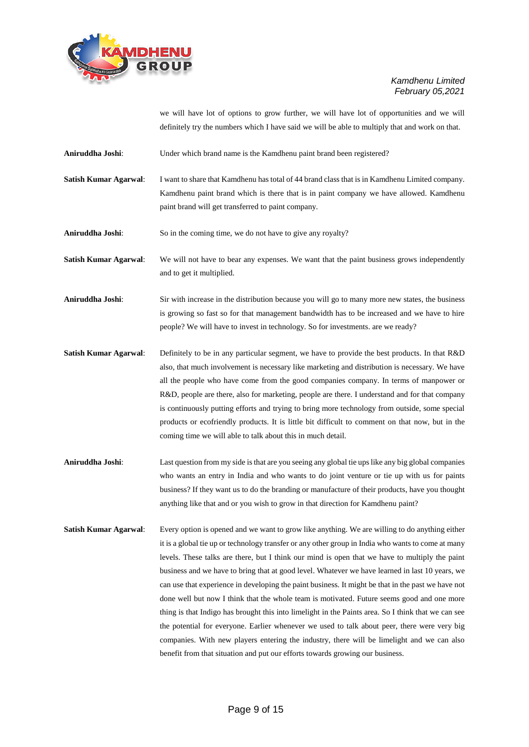we will have lot of options to grow further, we will have lot of opportunities and we will definitely try the numbers which I have said we will be able to multiply that and work on that.

**Aniruddha Joshi**: Under which brand name is the Kamdhenu paint brand been registered?

**Satish Kumar Agarwal**: I want to share that Kamdhenu has total of 44 brand class that is in Kamdhenu Limited company. Kamdhenu paint brand which is there that is in paint company we have allowed. Kamdhenu paint brand will get transferred to paint company.

**Aniruddha Joshi**: So in the coming time, we do not have to give any royalty?

**Satish Kumar Agarwal**: We will not have to bear any expenses. We want that the paint business grows independently and to get it multiplied.

**Aniruddha Joshi**: Sir with increase in the distribution because you will go to many more new states, the business is growing so fast so for that management bandwidth has to be increased and we have to hire people? We will have to invest in technology. So for investments. are we ready?

**Satish Kumar Agarwal**: Definitely to be in any particular segment, we have to provide the best products. In that R&D also, that much involvement is necessary like marketing and distribution is necessary. We have all the people who have come from the good companies company. In terms of manpower or R&D, people are there, also for marketing, people are there. I understand and for that company is continuously putting efforts and trying to bring more technology from outside, some special products or ecofriendly products. It is little bit difficult to comment on that now, but in the coming time we will able to talk about this in much detail.

**Aniruddha Joshi**: Last question from my side is that are you seeing any global tie ups like any big global companies who wants an entry in India and who wants to do joint venture or tie up with us for paints business? If they want us to do the branding or manufacture of their products, have you thought anything like that and or you wish to grow in that direction for Kamdhenu paint?

**Satish Kumar Agarwal**: Every option is opened and we want to grow like anything. We are willing to do anything either it is a global tie up or technology transfer or any other group in India who wants to come at many levels. These talks are there, but I think our mind is open that we have to multiply the paint business and we have to bring that at good level. Whatever we have learned in last 10 years, we can use that experience in developing the paint business. It might be that in the past we have not done well but now I think that the whole team is motivated. Future seems good and one more thing is that Indigo has brought this into limelight in the Paints area. So I think that we can see the potential for everyone. Earlier whenever we used to talk about peer, there were very big companies. With new players entering the industry, there will be limelight and we can also benefit from that situation and put our efforts towards growing our business.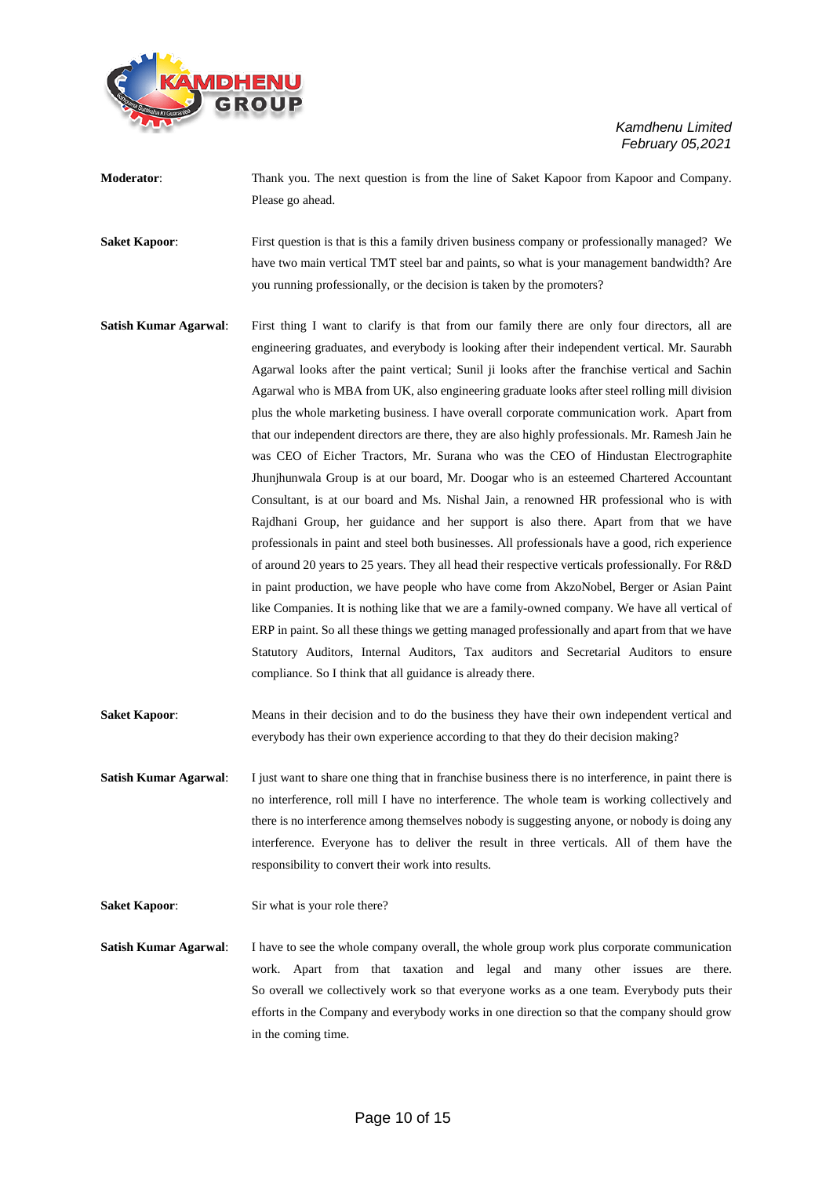**Moderator**: Thank you. The next question is from the line of Saket Kapoor from Kapoor and Company. Please go ahead.

**Saket Kapoor**: First question is that is this a family driven business company or professionally managed? We have two main vertical TMT steel bar and paints, so what is your management bandwidth? Are you running professionally, or the decision is taken by the promoters?

**Satish Kumar Agarwal**: First thing I want to clarify is that from our family there are only four directors, all are engineering graduates, and everybody is looking after their independent vertical. Mr. Saurabh Agarwal looks after the paint vertical; Sunil ji looks after the franchise vertical and Sachin Agarwal who is MBA from UK, also engineering graduate looks after steel rolling mill division plus the whole marketing business. I have overall corporate communication work. Apart from that our independent directors are there, they are also highly professionals. Mr. Ramesh Jain he was CEO of Eicher Tractors, Mr. Surana who was the CEO of Hindustan Electrographite Jhunjhunwala Group is at our board, Mr. Doogar who is an esteemed Chartered Accountant Consultant, is at our board and Ms. Nishal Jain, a renowned HR professional who is with Rajdhani Group, her guidance and her support is also there. Apart from that we have professionals in paint and steel both businesses. All professionals have a good, rich experience of around 20 years to 25 years. They all head their respective verticals professionally. For R&D in paint production, we have people who have come from AkzoNobel, Berger or Asian Paint like Companies. It is nothing like that we are a family-owned company. We have all vertical of ERP in paint. So all these things we getting managed professionally and apart from that we have Statutory Auditors, Internal Auditors, Tax auditors and Secretarial Auditors to ensure compliance. So I think that all guidance is already there.

**Saket Kapoor**: Means in their decision and to do the business they have their own independent vertical and everybody has their own experience according to that they do their decision making?

**Satish Kumar Agarwal**: I just want to share one thing that in franchise business there is no interference, in paint there is no interference, roll mill I have no interference. The whole team is working collectively and there is no interference among themselves nobody is suggesting anyone, or nobody is doing any interference. Everyone has to deliver the result in three verticals. All of them have the responsibility to convert their work into results.

**Saket Kapoor**: Sir what is your role there?

**Satish Kumar Agarwal**: I have to see the whole company overall, the whole group work plus corporate communication work. Apart from that taxation and legal and many other issues are there. So overall we collectively work so that everyone works as a one team. Everybody puts their efforts in the Company and everybody works in one direction so that the company should grow in the coming time.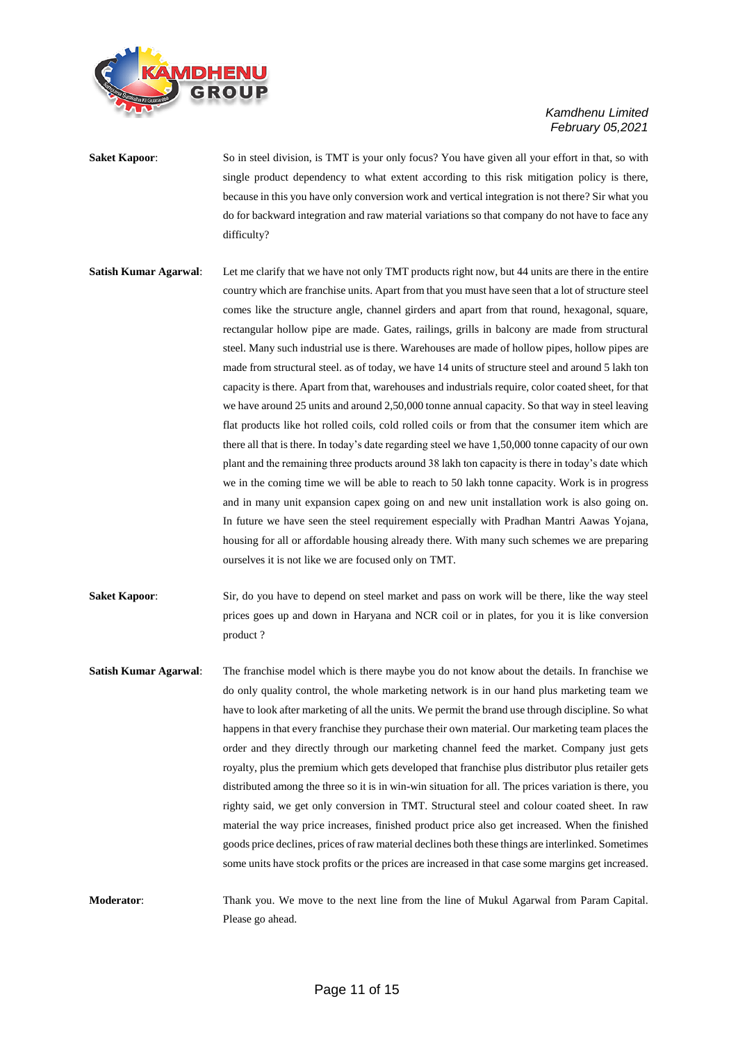**Saket Kapoor**: So in steel division, is TMT is your only focus? You have given all your effort in that, so with single product dependency to what extent according to this risk mitigation policy is there, because in this you have only conversion work and vertical integration is not there? Sir what you do for backward integration and raw material variations so that company do not have to face any difficulty?

**Satish Kumar Agarwal**: Let me clarify that we have not only TMT products right now, but 44 units are there in the entire country which are franchise units. Apart from that you must have seen that a lot of structure steel comes like the structure angle, channel girders and apart from that round, hexagonal, square, rectangular hollow pipe are made. Gates, railings, grills in balcony are made from structural steel. Many such industrial use is there. Warehouses are made of hollow pipes, hollow pipes are made from structural steel. as of today, we have 14 units of structure steel and around 5 lakh ton capacity is there. Apart from that, warehouses and industrials require, color coated sheet, for that we have around 25 units and around 2,50,000 tonne annual capacity. So that way in steel leaving flat products like hot rolled coils, cold rolled coils or from that the consumer item which are there all that is there. In today's date regarding steel we have 1,50,000 tonne capacity of our own plant and the remaining three products around 38 lakh ton capacity is there in today's date which we in the coming time we will be able to reach to 50 lakh tonne capacity. Work is in progress and in many unit expansion capex going on and new unit installation work is also going on. In future we have seen the steel requirement especially with Pradhan Mantri Aawas Yojana, housing for all or affordable housing already there. With many such schemes we are preparing ourselves it is not like we are focused only on TMT.

**Saket Kapoor**: Sir, do you have to depend on steel market and pass on work will be there, like the way steel prices goes up and down in Haryana and NCR coil or in plates, for you it is like conversion product ?

**Satish Kumar Agarwal**: The franchise model which is there maybe you do not know about the details. In franchise we do only quality control, the whole marketing network is in our hand plus marketing team we have to look after marketing of all the units. We permit the brand use through discipline. So what happens in that every franchise they purchase their own material. Our marketing team places the order and they directly through our marketing channel feed the market. Company just gets royalty, plus the premium which gets developed that franchise plus distributor plus retailer gets distributed among the three so it is in win-win situation for all. The prices variation is there, you righty said, we get only conversion in TMT. Structural steel and colour coated sheet. In raw material the way price increases, finished product price also get increased. When the finished goods price declines, prices of raw material declines both these things are interlinked. Sometimes some units have stock profits or the prices are increased in that case some margins get increased.

**Moderator**: Thank you. We move to the next line from the line of Mukul Agarwal from Param Capital. Please go ahead.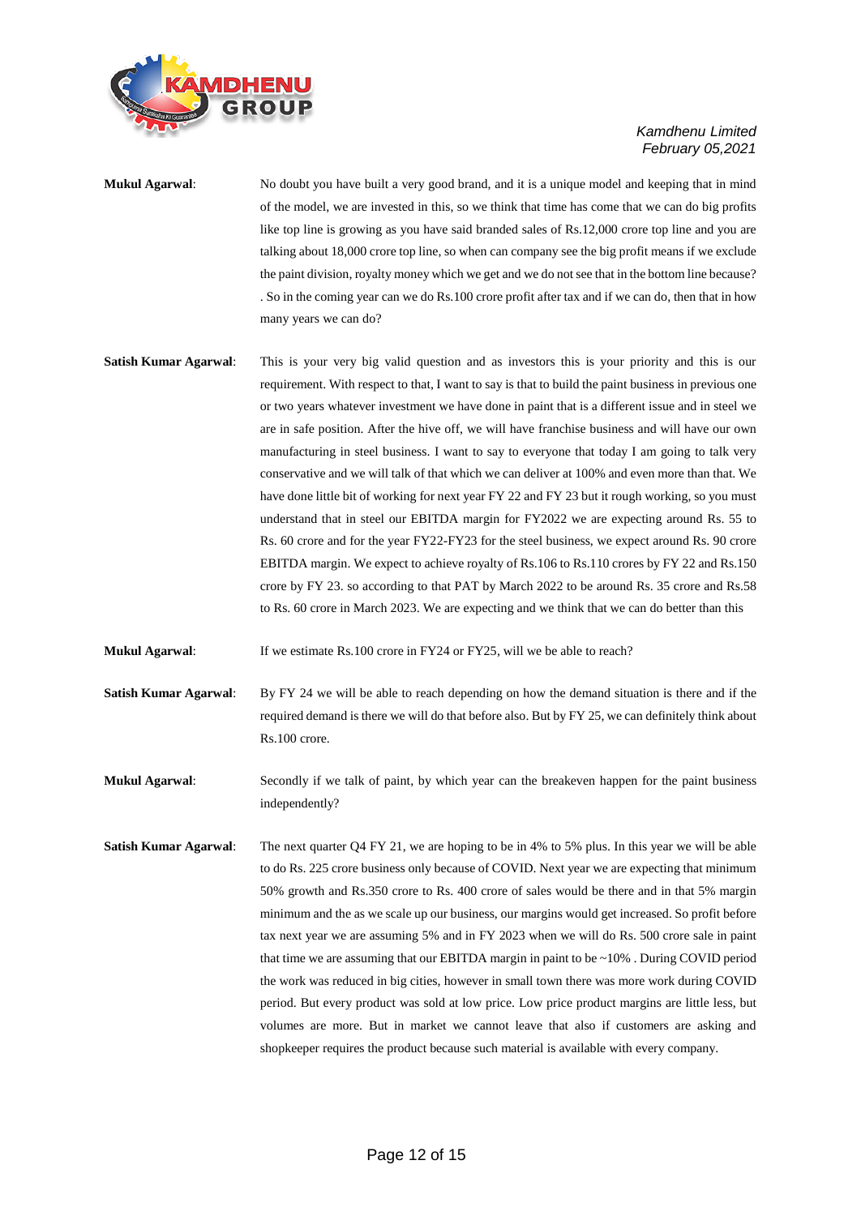**Mukul Agarwal**: No doubt you have built a very good brand, and it is a unique model and keeping that in mind of the model, we are invested in this, so we think that time has come that we can do big profits like top line is growing as you have said branded sales of Rs.12,000 crore top line and you are talking about 18,000 crore top line, so when can company see the big profit means if we exclude the paint division, royalty money which we get and we do not see that in the bottom line because? . So in the coming year can we do Rs.100 crore profit after tax and if we can do, then that in how many years we can do?

**Satish Kumar Agarwal**: This is your very big valid question and as investors this is your priority and this is our requirement. With respect to that, I want to say is that to build the paint business in previous one or two years whatever investment we have done in paint that is a different issue and in steel we are in safe position. After the hive off, we will have franchise business and will have our own manufacturing in steel business. I want to say to everyone that today I am going to talk very conservative and we will talk of that which we can deliver at 100% and even more than that. We have done little bit of working for next year FY 22 and FY 23 but it rough working, so you must understand that in steel our EBITDA margin for FY2022 we are expecting around Rs. 55 to Rs. 60 crore and for the year FY22-FY23 for the steel business, we expect around Rs. 90 crore EBITDA margin. We expect to achieve royalty of Rs.106 to Rs.110 crores by FY 22 and Rs.150 crore by FY 23. so according to that PAT by March 2022 to be around Rs. 35 crore and Rs.58 to Rs. 60 crore in March 2023. We are expecting and we think that we can do better than this

**Mukul Agarwal**: If we estimate Rs.100 crore in FY24 or FY25, will we be able to reach?

**Satish Kumar Agarwal**: By FY 24 we will be able to reach depending on how the demand situation is there and if the required demand is there we will do that before also. But by FY 25, we can definitely think about Rs.100 crore.

**Mukul Agarwal**: Secondly if we talk of paint, by which year can the breakeven happen for the paint business independently?

**Satish Kumar Agarwal**: The next quarter Q4 FY 21, we are hoping to be in 4% to 5% plus. In this year we will be able to do Rs. 225 crore business only because of COVID. Next year we are expecting that minimum 50% growth and Rs.350 crore to Rs. 400 crore of sales would be there and in that 5% margin minimum and the as we scale up our business, our margins would get increased. So profit before tax next year we are assuming 5% and in FY 2023 when we will do Rs. 500 crore sale in paint that time we are assuming that our EBITDA margin in paint to be ~10% . During COVID period the work was reduced in big cities, however in small town there was more work during COVID period. But every product was sold at low price. Low price product margins are little less, but volumes are more. But in market we cannot leave that also if customers are asking and shopkeeper requires the product because such material is available with every company.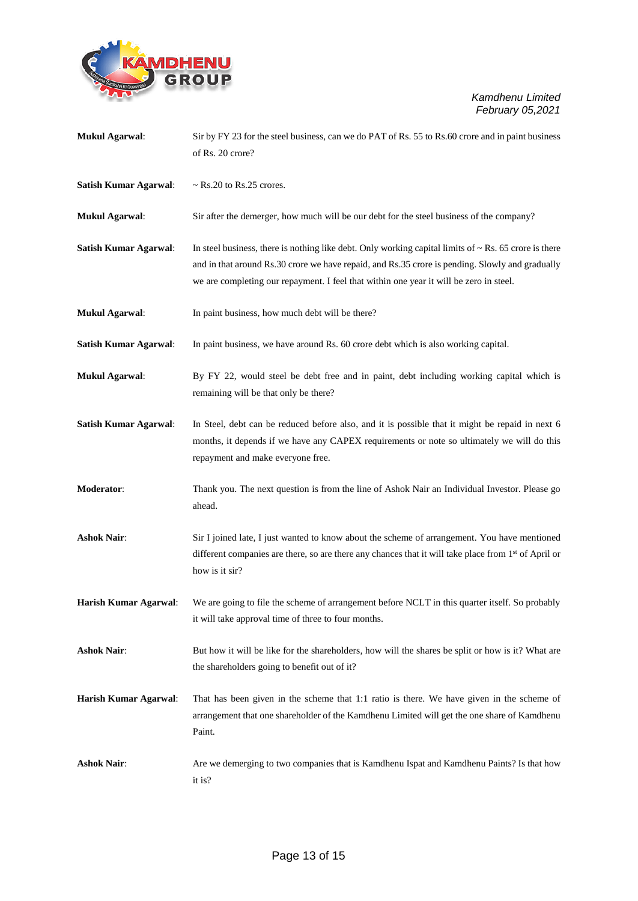**Mukul Agarwal**: Sir by FY 23 for the steel business, can we do PAT of Rs. 55 to Rs.60 crore and in paint business of Rs. 20 crore?

**Satish Kumar Agarwal**: ~ Rs.20 to Rs.25 crores.

**Mukul Agarwal**: Sir after the demerger, how much will be our debt for the steel business of the company?

**Satish Kumar Agarwal**: In steel business, there is nothing like debt. Only working capital limits of ~ Rs. 65 crore is there and in that around Rs.30 crore we have repaid, and Rs.35 crore is pending. Slowly and gradually we are completing our repayment. I feel that within one year it will be zero in steel.

**Mukul Agarwal**: In paint business, how much debt will be there?

**Satish Kumar Agarwal**: In paint business, we have around Rs. 60 crore debt which is also working capital.

**Mukul Agarwal**: By FY 22, would steel be debt free and in paint, debt including working capital which is remaining will be that only be there?

**Satish Kumar Agarwal**: In Steel, debt can be reduced before also, and it is possible that it might be repaid in next 6 months, it depends if we have any CAPEX requirements or note so ultimately we will do this repayment and make everyone free.

**Moderator**: Thank you. The next question is from the line of Ashok Nair an Individual Investor. Please go ahead.

**Ashok Nair**: Sir I joined late, I just wanted to know about the scheme of arrangement. You have mentioned different companies are there, so are there any chances that it will take place from 1st of April or how is it sir?

**Harish Kumar Agarwal**: We are going to file the scheme of arrangement before NCLT in this quarter itself. So probably it will take approval time of three to four months.

**Ashok Nair**: But how it will be like for the shareholders, how will the shares be split or how is it? What are the shareholders going to benefit out of it?

**Harish Kumar Agarwal**: That has been given in the scheme that 1:1 ratio is there. We have given in the scheme of arrangement that one shareholder of the Kamdhenu Limited will get the one share of Kamdhenu Paint.

**Ashok Nair**: Are we demerging to two companies that is Kamdhenu Ispat and Kamdhenu Paints? Is that how it is?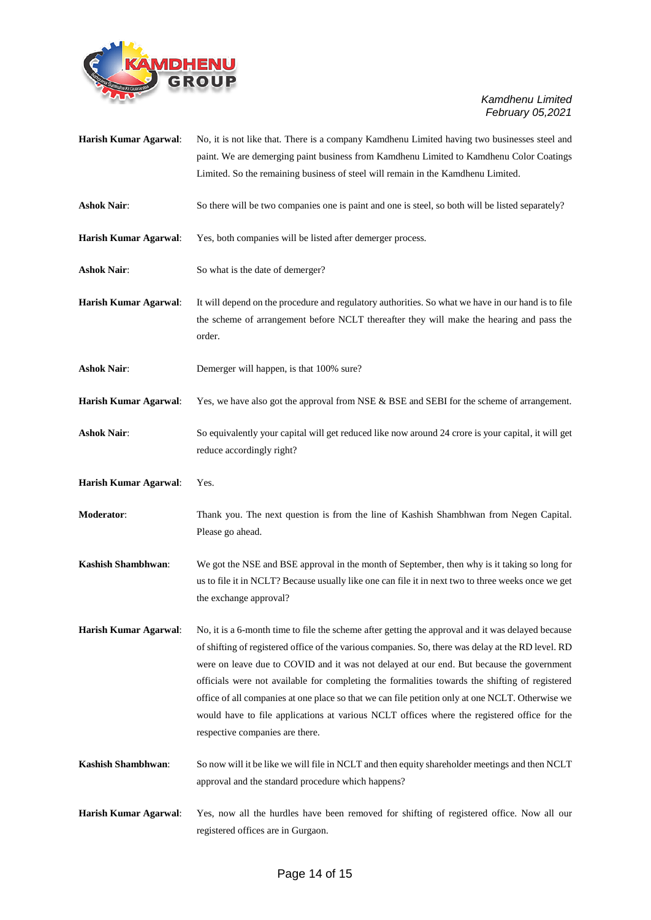**Harish Kumar Agarwal**: No, it is not like that. There is a company Kamdhenu Limited having two businesses steel and paint. We are demerging paint business from Kamdhenu Limited to Kamdhenu Color Coatings Limited. So the remaining business of steel will remain in the Kamdhenu Limited.

**Ashok Nair**: So there will be two companies one is paint and one is steel, so both will be listed separately?

**Harish Kumar Agarwal**: Yes, both companies will be listed after demerger process.

**Ashok Nair**: So what is the date of demerger?

**Harish Kumar Agarwal**: It will depend on the procedure and regulatory authorities. So what we have in our hand is to file the scheme of arrangement before NCLT thereafter they will make the hearing and pass the order.

**Ashok Nair**: Demerger will happen, is that 100% sure?

**Harish Kumar Agarwal**: Yes, we have also got the approval from NSE & BSE and SEBI for the scheme of arrangement.

**Ashok Nair**: So equivalently your capital will get reduced like now around 24 crore is your capital, it will get reduce accordingly right?

**Harish Kumar Agarwal**: Yes.

**Moderator**: Thank you. The next question is from the line of Kashish Shambhwan from Negen Capital. Please go ahead.

**Kashish Shambhwan**: We got the NSE and BSE approval in the month of September, then why is it taking so long for us to file it in NCLT? Because usually like one can file it in next two to three weeks once we get the exchange approval?

**Harish Kumar Agarwal**: No, it is a 6-month time to file the scheme after getting the approval and it was delayed because of shifting of registered office of the various companies. So, there was delay at the RD level. RD were on leave due to COVID and it was not delayed at our end. But because the government officials were not available for completing the formalities towards the shifting of registered office of all companies at one place so that we can file petition only at one NCLT. Otherwise we would have to file applications at various NCLT offices where the registered office for the respective companies are there.

**Kashish Shambhwan**: So now will it be like we will file in NCLT and then equity shareholder meetings and then NCLT approval and the standard procedure which happens?

**Harish Kumar Agarwal**: Yes, now all the hurdles have been removed for shifting of registered office. Now all our registered offices are in Gurgaon.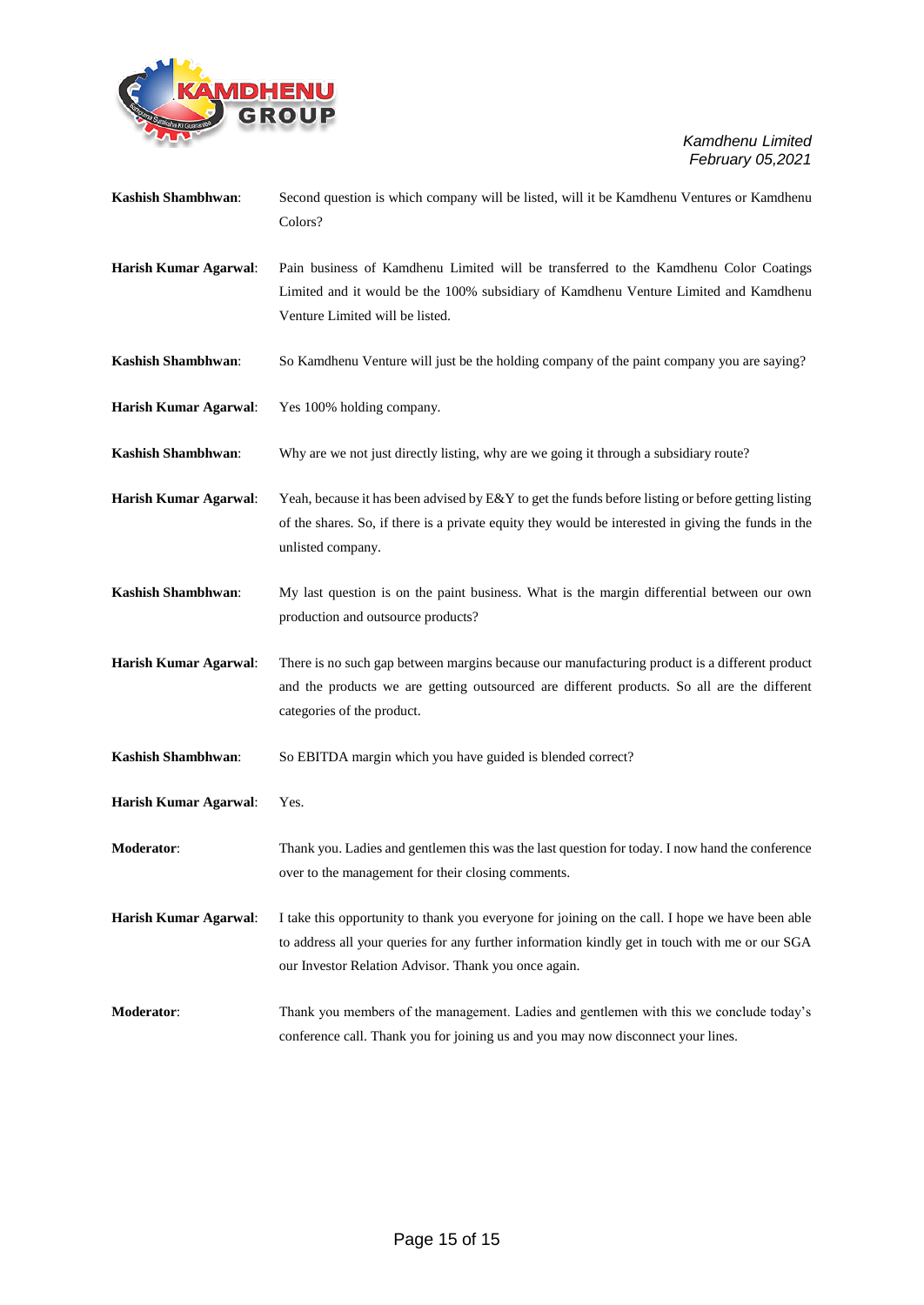**Kashish Shambhwan**: Second question is which company will be listed, will it be Kamdhenu Ventures or Kamdhenu Colors?

**Harish Kumar Agarwal**: Pain business of Kamdhenu Limited will be transferred to the Kamdhenu Color Coatings Limited and it would be the 100% subsidiary of Kamdhenu Venture Limited and Kamdhenu Venture Limited will be listed.

**Kashish Shambhwan**: So Kamdhenu Venture will just be the holding company of the paint company you are saying?

**Harish Kumar Agarwal**: Yes 100% holding company.

**Kashish Shambhwan**: Why are we not just directly listing, why are we going it through a subsidiary route?

**Harish Kumar Agarwal**: Yeah, because it has been advised by E&Y to get the funds before listing or before getting listing of the shares. So, if there is a private equity they would be interested in giving the funds in the unlisted company.

**Kashish Shambhwan**: My last question is on the paint business. What is the margin differential between our own production and outsource products?

**Harish Kumar Agarwal**: There is no such gap between margins because our manufacturing product is a different product and the products we are getting outsourced are different products. So all are the different categories of the product.

**Kashish Shambhwan**: So EBITDA margin which you have guided is blended correct?

**Harish Kumar Agarwal**: Yes.

**Moderator**: Thank you. Ladies and gentlemen this was the last question for today. I now hand the conference over to the management for their closing comments.

**Harish Kumar Agarwal**: I take this opportunity to thank you everyone for joining on the call. I hope we have been able to address all your queries for any further information kindly get in touch with me or our SGA our Investor Relation Advisor. Thank you once again.

**Moderator**: Thank you members of the management. Ladies and gentlemen with this we conclude today's conference call. Thank you for joining us and you may now disconnect your lines.